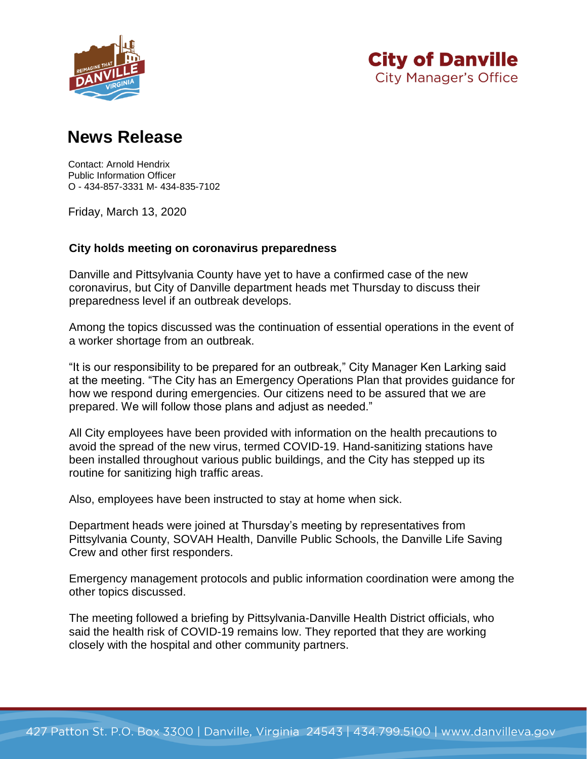**City of Danville**
City Manager's Office

# News Release

Contact: Arnold Hendrix
Public Information Officer
O - 434-857-3331 M- 434-835-7102

Friday, March 13, 2020

**City holds meeting on coronavirus preparedness**

Danville and Pittsylvania County have yet to have a confirmed case of the new coronavirus, but City of Danville department heads met Thursday to discuss their preparedness level if an outbreak develops.

Among the topics discussed was the continuation of essential operations in the event of a worker shortage from an outbreak.

"It is our responsibility to be prepared for an outbreak," City Manager Ken Larking said at the meeting. "The City has an Emergency Operations Plan that provides guidance for how we respond during emergencies. Our citizens need to be assured that we are prepared. We will follow those plans and adjust as needed."

All City employees have been provided with information on the health precautions to avoid the spread of the new virus, termed COVID-19. Hand-sanitizing stations have been installed throughout various public buildings, and the City has stepped up its routine for sanitizing high traffic areas.

Also, employees have been instructed to stay at home when sick.

Department heads were joined at Thursday's meeting by representatives from Pittsylvania County, SOVAH Health, Danville Public Schools, the Danville Life Saving Crew and other first responders.

Emergency management protocols and public information coordination were among the other topics discussed.

The meeting followed a briefing by Pittsylvania-Danville Health District officials, who said the health risk of COVID-19 remains low. They reported that they are working closely with the hospital and other community partners.

427 Patton St. P.O. Box 3300 | Danville, Virginia 24543 | 434.799.5100 | www.danvilleva.gov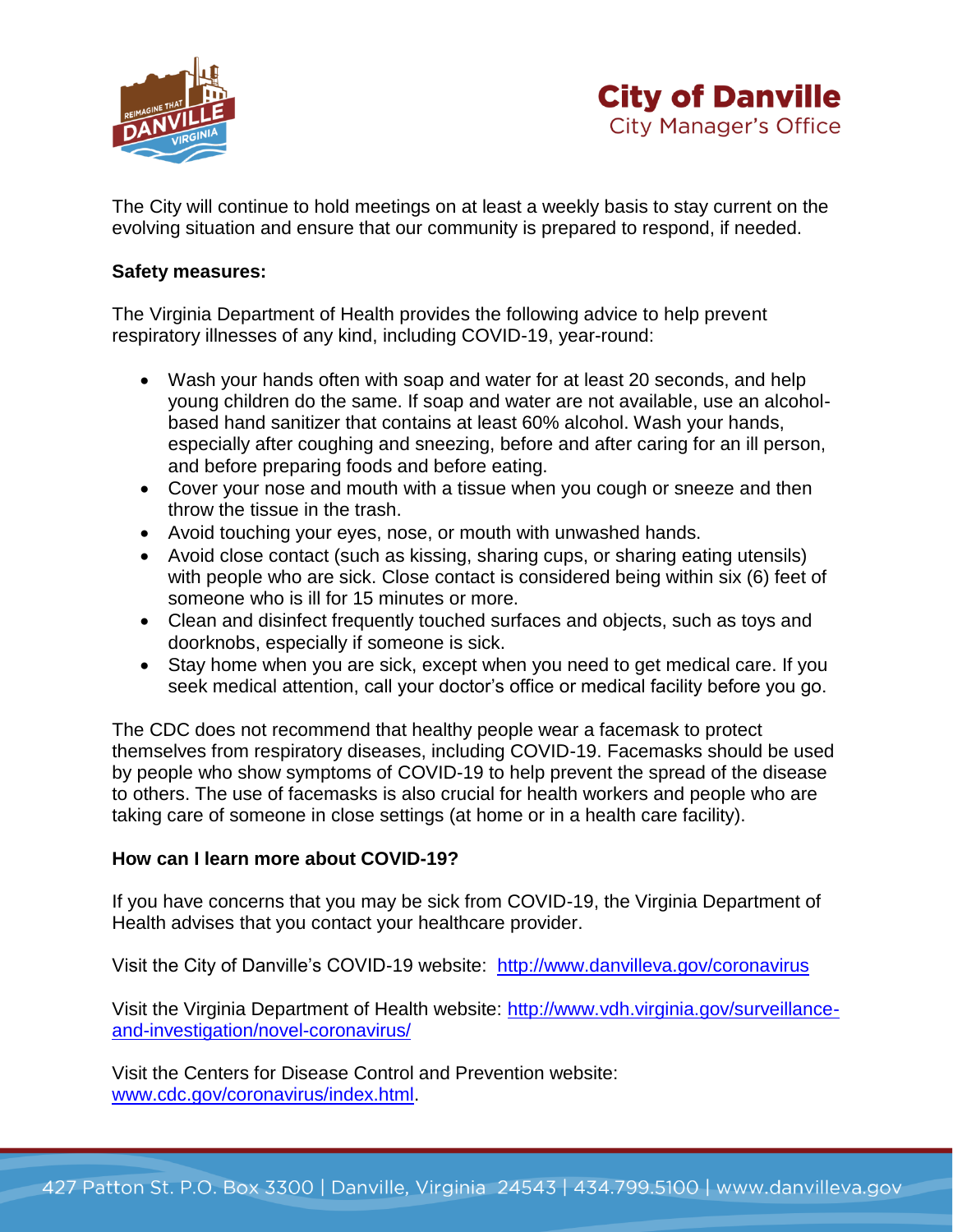The City will continue to hold meetings on at least a weekly basis to stay current on the evolving situation and ensure that our community is prepared to respond, if needed.

**Safety measures:**

The Virginia Department of Health provides the following advice to help prevent respiratory illnesses of any kind, including COVID-19, year-round:

- Wash your hands often with soap and water for at least 20 seconds, and help young children do the same. If soap and water are not available, use an alcohol-based hand sanitizer that contains at least 60% alcohol. Wash your hands, especially after coughing and sneezing, before and after caring for an ill person, and before preparing foods and before eating.
- Cover your nose and mouth with a tissue when you cough or sneeze and then throw the tissue in the trash.
- Avoid touching your eyes, nose, or mouth with unwashed hands.
- Avoid close contact (such as kissing, sharing cups, or sharing eating utensils) with people who are sick. Close contact is considered being within six (6) feet of someone who is ill for 15 minutes or more.
- Clean and disinfect frequently touched surfaces and objects, such as toys and doorknobs, especially if someone is sick.
- Stay home when you are sick, except when you need to get medical care. If you seek medical attention, call your doctor's office or medical facility before you go.

The CDC does not recommend that healthy people wear a facemask to protect themselves from respiratory diseases, including COVID-19. Facemasks should be used by people who show symptoms of COVID-19 to help prevent the spread of the disease to others. The use of facemasks is also crucial for health workers and people who are taking care of someone in close settings (at home or in a health care facility).

**How can I learn more about COVID-19?**

If you have concerns that you may be sick from COVID-19, the Virginia Department of Health advises that you contact your healthcare provider.

Visit the City of Danville's COVID-19 website: http://www.danvilleva.gov/coronavirus

Visit the Virginia Department of Health website: http://www.vdh.virginia.gov/surveillance-and-investigation/novel-coronavirus/

Visit the Centers for Disease Control and Prevention website: www.cdc.gov/coronavirus/index.html.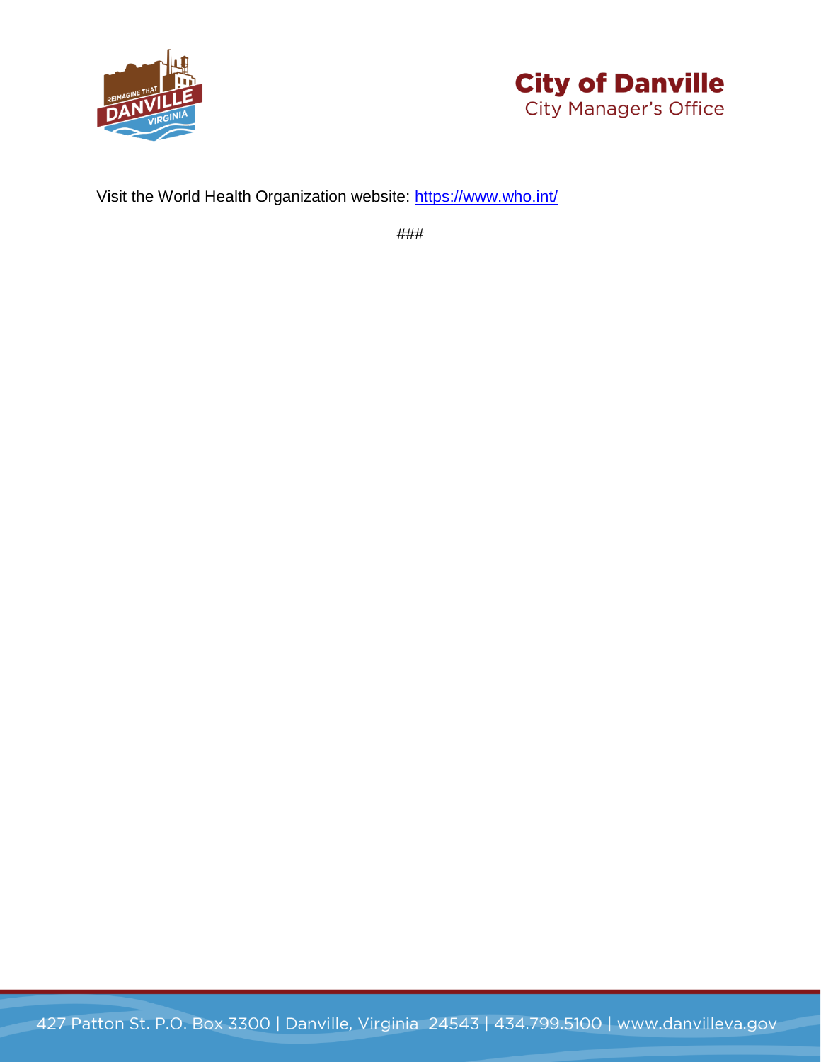Visit the World Health Organization website: [https://www.who.int/](https://www.who.int/)

###